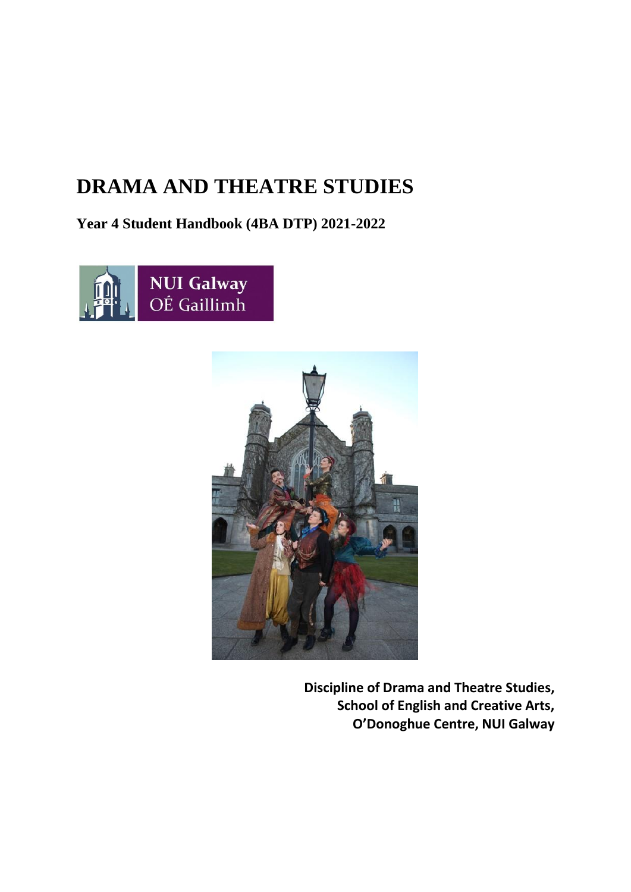# DRAMA AND THEATRE STUDIES

**Year 4 Student Handbook (4BA DTP) 2021-2022**

NUI Galway
OÉ Gaillimh

**Discipline of Drama and Theatre Studies,**
**School of English and Creative Arts,**
**O'Donoghue Centre, NUI Galway**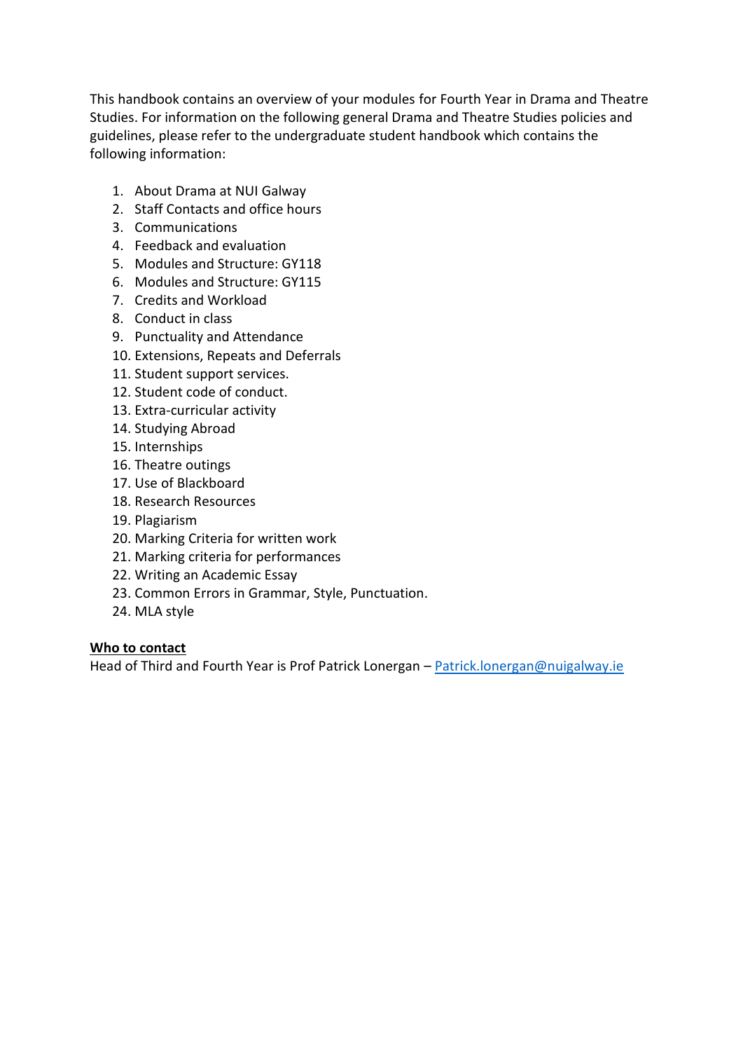This handbook contains an overview of your modules for Fourth Year in Drama and Theatre Studies. For information on the following general Drama and Theatre Studies policies and guidelines, please refer to the undergraduate student handbook which contains the following information:

1. About Drama at NUI Galway
2. Staff Contacts and office hours
3. Communications
4. Feedback and evaluation
5. Modules and Structure: GY118
6. Modules and Structure: GY115
7. Credits and Workload
8. Conduct in class
9. Punctuality and Attendance
10. Extensions, Repeats and Deferrals
11. Student support services.
12. Student code of conduct.
13. Extra-curricular activity
14. Studying Abroad
15. Internships
16. Theatre outings
17. Use of Blackboard
18. Research Resources
19. Plagiarism
20. Marking Criteria for written work
21. Marking criteria for performances
22. Writing an Academic Essay
23. Common Errors in Grammar, Style, Punctuation.
24. MLA style

**Who to contact**

Head of Third and Fourth Year is Prof Patrick Lonergan – Patrick.lonergan@nuigalway.ie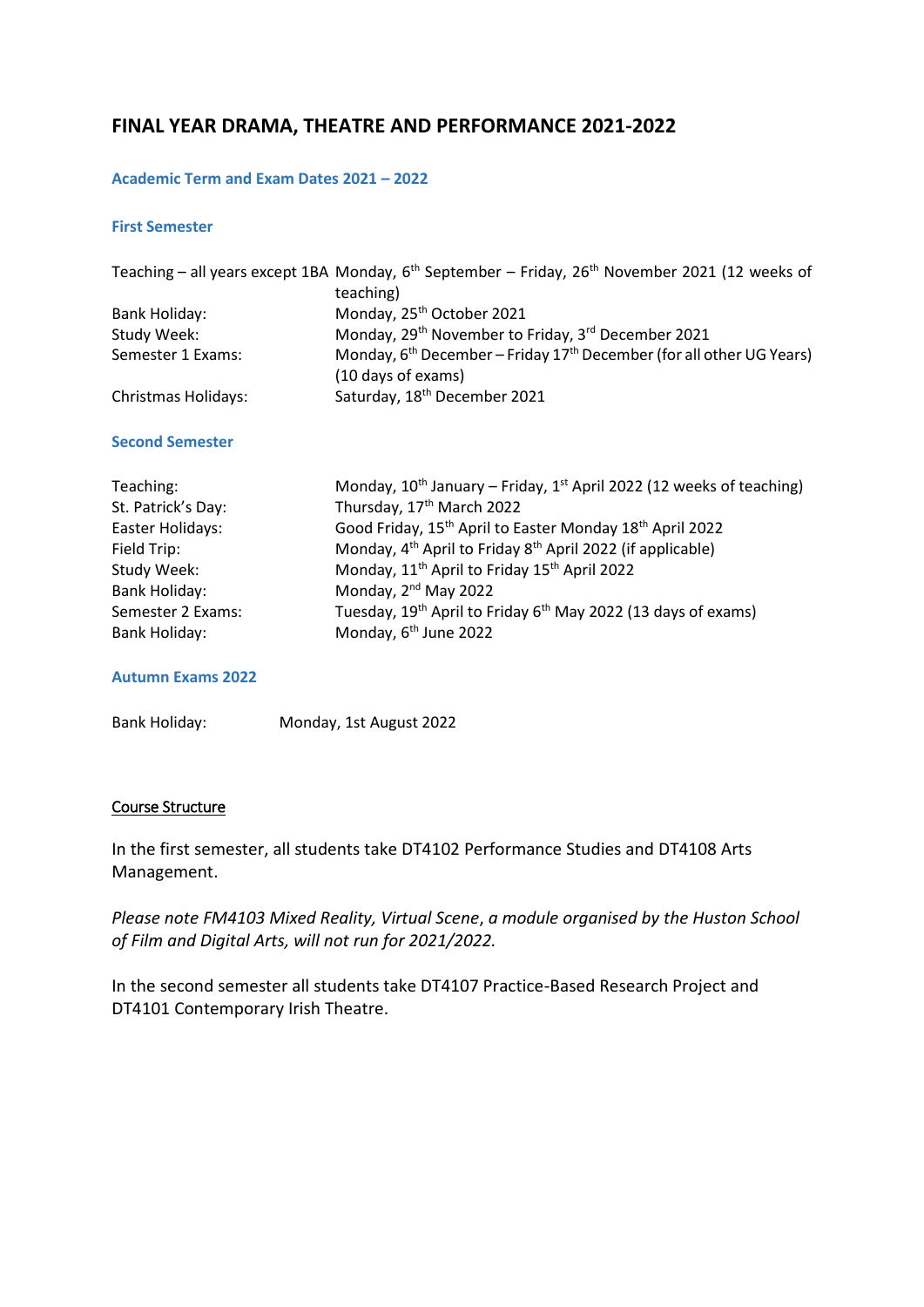# FINAL YEAR DRAMA, THEATRE AND PERFORMANCE 2021-2022

## Academic Term and Exam Dates 2021 – 2022

### First Semester

| | |
|---|---|
| Teaching – all years except 1BA | Monday, 6th September – Friday, 26th November 2021 (12 weeks of teaching) |
| Bank Holiday: | Monday, 25th October 2021 |
| Study Week: | Monday, 29th November to Friday, 3rd December 2021 |
| Semester 1 Exams: | Monday, 6th December – Friday 17th December (for all other UG Years) (10 days of exams) |
| Christmas Holidays: | Saturday, 18th December 2021 |

### Second Semester

| | |
|---|---|
| Teaching: | Monday, 10th January – Friday, 1st April 2022 (12 weeks of teaching) |
| St. Patrick's Day: | Thursday, 17th March 2022 |
| Easter Holidays: | Good Friday, 15th April to Easter Monday 18th April 2022 |
| Field Trip: | Monday, 4th April to Friday 8th April 2022 (if applicable) |
| Study Week: | Monday, 11th April to Friday 15th April 2022 |
| Bank Holiday: | Monday, 2nd May 2022 |
| Semester 2 Exams: | Tuesday, 19th April to Friday 6th May 2022 (13 days of exams) |
| Bank Holiday: | Monday, 6th June 2022 |

### Autumn Exams 2022

| | |
|---|---|
| Bank Holiday: | Monday, 1st August 2022 |

<u>Course Structure</u>

In the first semester, all students take DT4102 Performance Studies and DT4108 Arts Management.

*Please note FM4103 Mixed Reality, Virtual Scene, a module organised by the Huston School of Film and Digital Arts, will not run for 2021/2022.*

In the second semester all students take DT4107 Practice-Based Research Project and DT4101 Contemporary Irish Theatre.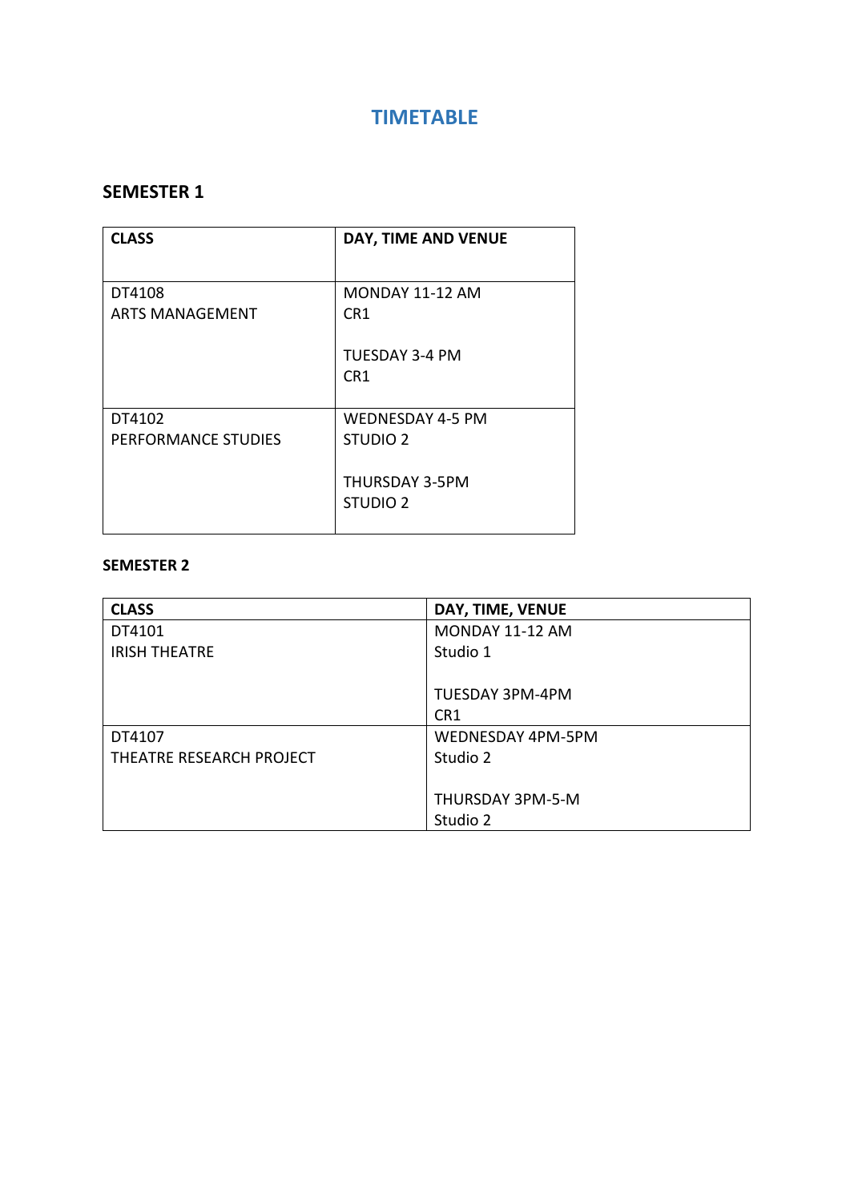# TIMETABLE

## SEMESTER 1

| CLASS | DAY, TIME AND VENUE |
|---|---|
| DT4108<br>ARTS MANAGEMENT | MONDAY 11-12 AM<br>CR1<br><br>TUESDAY 3-4 PM<br>CR1 |
| DT4102<br>PERFORMANCE STUDIES | WEDNESDAY 4-5 PM<br>STUDIO 2<br><br>THURSDAY 3-5PM<br>STUDIO 2 |

### SEMESTER 2

| CLASS | DAY, TIME, VENUE |
|---|---|
| DT4101<br>IRISH THEATRE | MONDAY 11-12 AM<br>Studio 1<br><br>TUESDAY 3PM-4PM<br>CR1 |
| DT4107<br>THEATRE RESEARCH PROJECT | WEDNESDAY 4PM-5PM<br>Studio 2<br><br>THURSDAY 3PM-5-M<br>Studio 2 |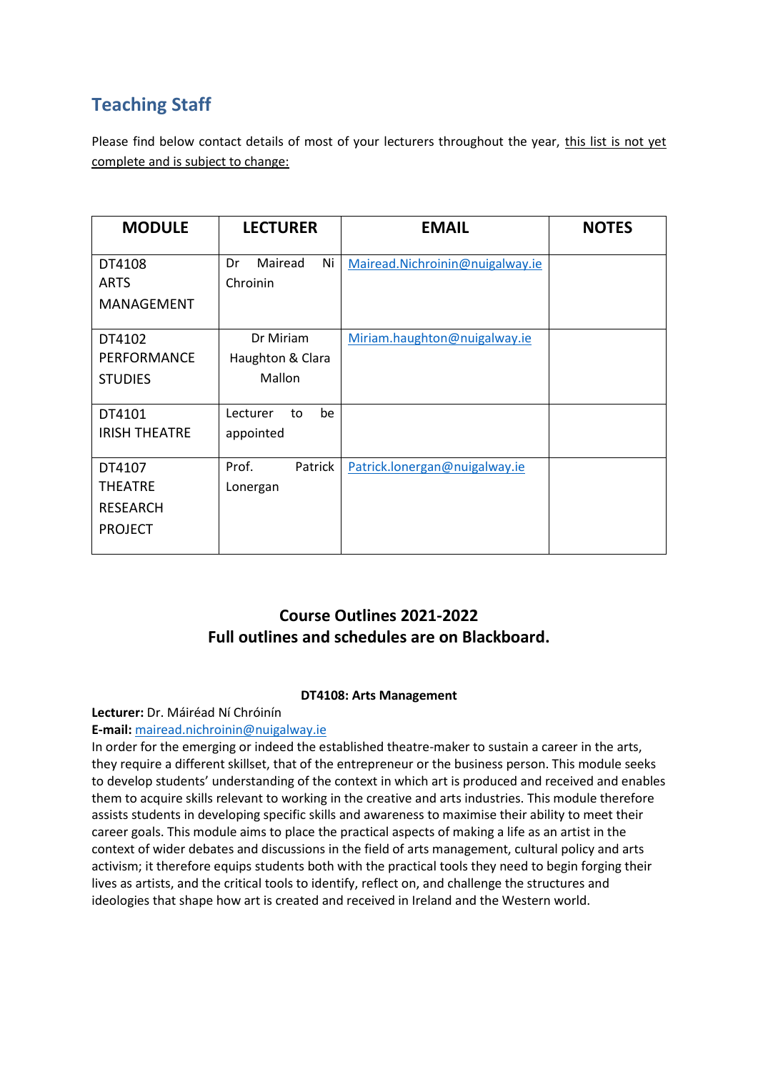## Teaching Staff

Please find below contact details of most of your lecturers throughout the year, this list is not yet complete and is subject to change:

| MODULE | LECTURER | EMAIL | NOTES |
|---|---|---|---|
| DT4108 ARTS MANAGEMENT | Dr Mairead Ni Chroinin | Mairead.Nichroinin@nuigalway.ie | |
| DT4102 PERFORMANCE STUDIES | Dr Miriam Haughton & Clara Mallon | Miriam.haughton@nuigalway.ie | |
| DT4101 IRISH THEATRE | Lecturer to be appointed | | |
| DT4107 THEATRE RESEARCH PROJECT | Prof. Patrick Lonergan | Patrick.lonergan@nuigalway.ie | |

**Course Outlines 2021-2022**
**Full outlines and schedules are on Blackboard.**

**DT4108: Arts Management**

**Lecturer:** Dr. Máiréad Ní Chróinín
**E-mail:** mairead.nichroinin@nuigalway.ie

In order for the emerging or indeed the established theatre-maker to sustain a career in the arts, they require a different skillset, that of the entrepreneur or the business person. This module seeks to develop students' understanding of the context in which art is produced and received and enables them to acquire skills relevant to working in the creative and arts industries. This module therefore assists students in developing specific skills and awareness to maximise their ability to meet their career goals. This module aims to place the practical aspects of making a life as an artist in the context of wider debates and discussions in the field of arts management, cultural policy and arts activism; it therefore equips students both with the practical tools they need to begin forging their lives as artists, and the critical tools to identify, reflect on, and challenge the structures and ideologies that shape how art is created and received in Ireland and the Western world.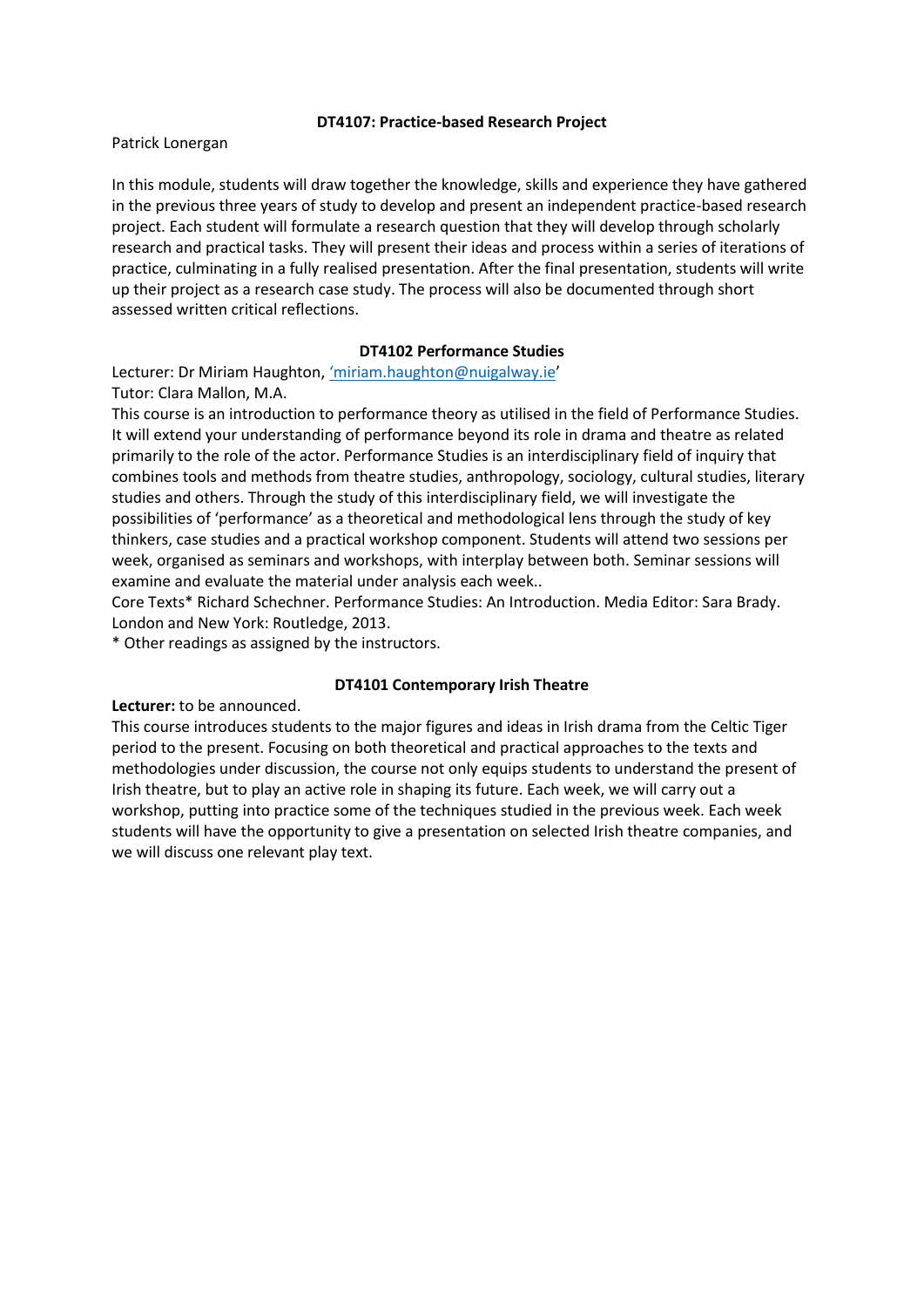**DT4107: Practice-based Research Project**

Patrick Lonergan

In this module, students will draw together the knowledge, skills and experience they have gathered in the previous three years of study to develop and present an independent practice-based research project. Each student will formulate a research question that they will develop through scholarly research and practical tasks. They will present their ideas and process within a series of iterations of practice, culminating in a fully realised presentation. After the final presentation, students will write up their project as a research case study. The process will also be documented through short assessed written critical reflections.

**DT4102 Performance Studies**

Lecturer: Dr Miriam Haughton, 'miriam.haughton@nuigalway.ie'
Tutor: Clara Mallon, M.A.
This course is an introduction to performance theory as utilised in the field of Performance Studies. It will extend your understanding of performance beyond its role in drama and theatre as related primarily to the role of the actor. Performance Studies is an interdisciplinary field of inquiry that combines tools and methods from theatre studies, anthropology, sociology, cultural studies, literary studies and others. Through the study of this interdisciplinary field, we will investigate the possibilities of 'performance' as a theoretical and methodological lens through the study of key thinkers, case studies and a practical workshop component. Students will attend two sessions per week, organised as seminars and workshops, with interplay between both. Seminar sessions will examine and evaluate the material under analysis each week..
Core Texts* Richard Schechner. Performance Studies: An Introduction. Media Editor: Sara Brady. London and New York: Routledge, 2013.
* Other readings as assigned by the instructors.

**DT4101 Contemporary Irish Theatre**

**Lecturer:** to be announced.
This course introduces students to the major figures and ideas in Irish drama from the Celtic Tiger period to the present. Focusing on both theoretical and practical approaches to the texts and methodologies under discussion, the course not only equips students to understand the present of Irish theatre, but to play an active role in shaping its future. Each week, we will carry out a workshop, putting into practice some of the techniques studied in the previous week. Each week students will have the opportunity to give a presentation on selected Irish theatre companies, and we will discuss one relevant play text.